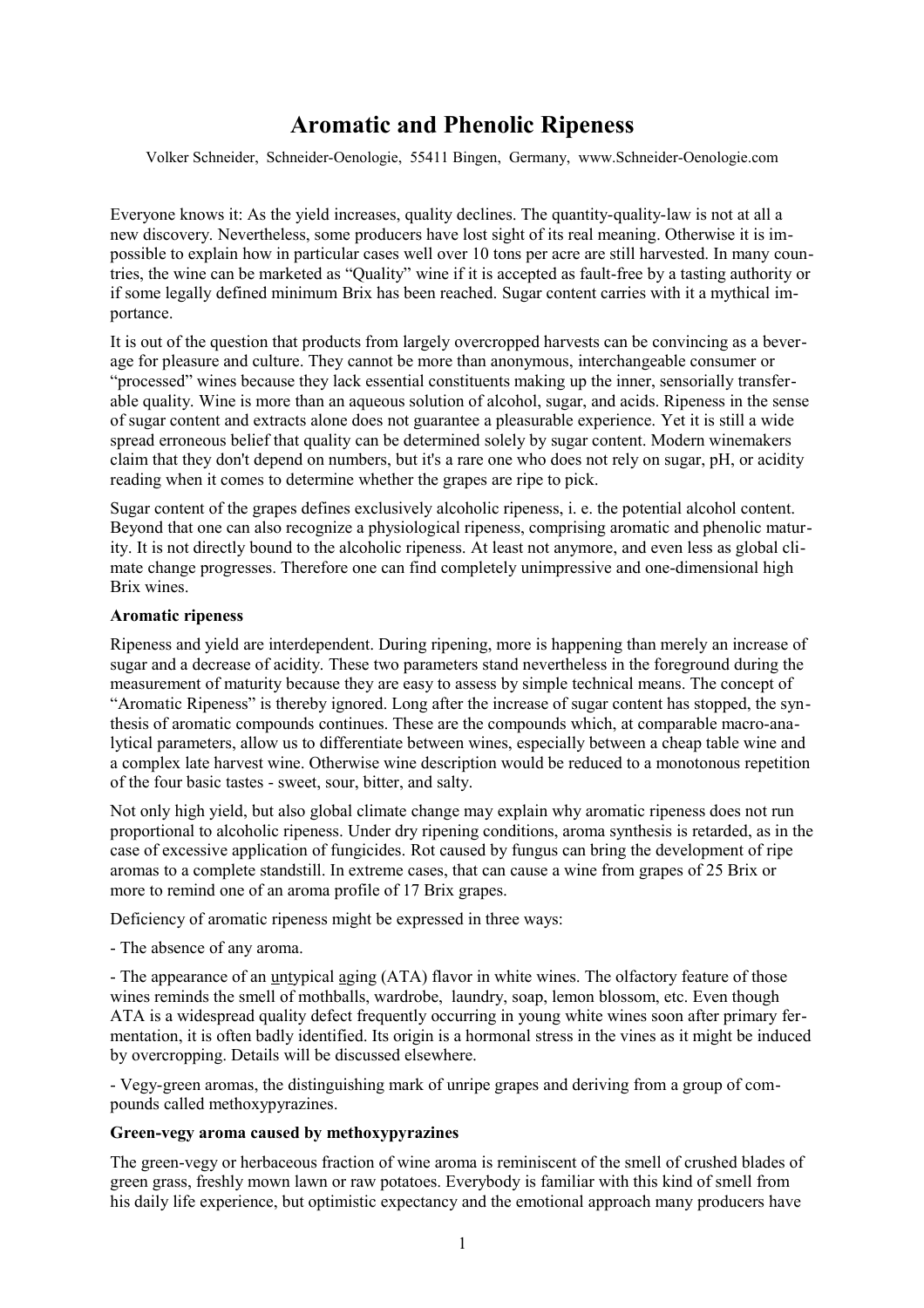# Aromatic and Phenolic Ripeness

Volker Schneider, Schneider-Oenologie, 55411 Bingen, Germany, www.Schneider-Oenologie.com

Everyone knows it: As the yield increases, quality declines. The quantity-quality-law is not at all a new discovery. Nevertheless, some producers have lost sight of its real meaning. Otherwise it is impossible to explain how in particular cases well over 10 tons per acre are still harvested. In many countries, the wine can be marketed as "Quality" wine if it is accepted as fault-free by a tasting authority or if some legally defined minimum Brix has been reached. Sugar content carries with it a mythical importance.

It is out of the question that products from largely overcropped harvests can be convincing as a beverage for pleasure and culture. They cannot be more than anonymous, interchangeable consumer or "processed" wines because they lack essential constituents making up the inner, sensorially transferable quality. Wine is more than an aqueous solution of alcohol, sugar, and acids. Ripeness in the sense of sugar content and extracts alone does not guarantee a pleasurable experience. Yet it is still a wide spread erroneous belief that quality can be determined solely by sugar content. Modern winemakers claim that they don't depend on numbers, but it's a rare one who does not rely on sugar, pH, or acidity reading when it comes to determine whether the grapes are ripe to pick.

Sugar content of the grapes defines exclusively alcoholic ripeness, i. e. the potential alcohol content. Beyond that one can also recognize a physiological ripeness, comprising aromatic and phenolic maturity. It is not directly bound to the alcoholic ripeness. At least not anymore, and even less as global climate change progresses. Therefore one can find completely unimpressive and one-dimensional high Brix wines.

**Aromatic ripeness**

Ripeness and yield are interdependent. During ripening, more is happening than merely an increase of sugar and a decrease of acidity. These two parameters stand nevertheless in the foreground during the measurement of maturity because they are easy to assess by simple technical means. The concept of "Aromatic Ripeness" is thereby ignored. Long after the increase of sugar content has stopped, the synthesis of aromatic compounds continues. These are the compounds which, at comparable macro-analytical parameters, allow us to differentiate between wines, especially between a cheap table wine and a complex late harvest wine. Otherwise wine description would be reduced to a monotonous repetition of the four basic tastes - sweet, sour, bitter, and salty.

Not only high yield, but also global climate change may explain why aromatic ripeness does not run proportional to alcoholic ripeness. Under dry ripening conditions, aroma synthesis is retarded, as in the case of excessive application of fungicides. Rot caused by fungus can bring the development of ripe aromas to a complete standstill. In extreme cases, that can cause a wine from grapes of 25 Brix or more to remind one of an aroma profile of 17 Brix grapes.

Deficiency of aromatic ripeness might be expressed in three ways:

- The absence of any aroma.

- The appearance of an untypical aging (ATA) flavor in white wines. The olfactory feature of those wines reminds the smell of mothballs, wardrobe, laundry, soap, lemon blossom, etc. Even though ATA is a widespread quality defect frequently occurring in young white wines soon after primary fermentation, it is often badly identified. Its origin is a hormonal stress in the vines as it might be induced by overcropping. Details will be discussed elsewhere.

- Vegy-green aromas, the distinguishing mark of unripe grapes and deriving from a group of compounds called methoxypyrazines.

**Green-vegy aroma caused by methoxypyrazines**

The green-vegy or herbaceous fraction of wine aroma is reminiscent of the smell of crushed blades of green grass, freshly mown lawn or raw potatoes. Everybody is familiar with this kind of smell from his daily life experience, but optimistic expectancy and the emotional approach many producers have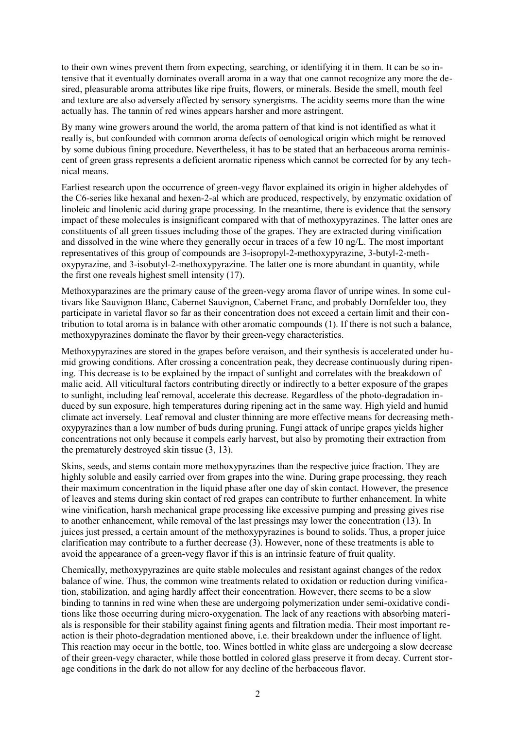to their own wines prevent them from expecting, searching, or identifying it in them. It can be so intensive that it eventually dominates overall aroma in a way that one cannot recognize any more the desired, pleasurable aroma attributes like ripe fruits, flowers, or minerals. Beside the smell, mouth feel and texture are also adversely affected by sensory synergisms. The acidity seems more than the wine actually has. The tannin of red wines appears harsher and more astringent.

By many wine growers around the world, the aroma pattern of that kind is not identified as what it really is, but confounded with common aroma defects of oenological origin which might be removed by some dubious fining procedure. Nevertheless, it has to be stated that an herbaceous aroma reminiscent of green grass represents a deficient aromatic ripeness which cannot be corrected for by any technical means.

Earliest research upon the occurrence of green-vegy flavor explained its origin in higher aldehydes of the C6-series like hexanal and hexen-2-al which are produced, respectively, by enzymatic oxidation of linoleic and linolenic acid during grape processing. In the meantime, there is evidence that the sensory impact of these molecules is insignificant compared with that of methoxypyrazines. The latter ones are constituents of all green tissues including those of the grapes. They are extracted during vinification and dissolved in the wine where they generally occur in traces of a few 10 ng/L. The most important representatives of this group of compounds are 3-isopropyl-2-methoxypyrazine, 3-butyl-2-methoxypyrazine, and 3-isobutyl-2-methoxypyrazine. The latter one is more abundant in quantity, while the first one reveals highest smell intensity (17).

Methoxyparazines are the primary cause of the green-vegy aroma flavor of unripe wines. In some cultivars like Sauvignon Blanc, Cabernet Sauvignon, Cabernet Franc, and probably Dornfelder too, they participate in varietal flavor so far as their concentration does not exceed a certain limit and their contribution to total aroma is in balance with other aromatic compounds (1). If there is not such a balance, methoxypyrazines dominate the flavor by their green-vegy characteristics.

Methoxypyrazines are stored in the grapes before veraison, and their synthesis is accelerated under humid growing conditions. After crossing a concentration peak, they decrease continuously during ripening. This decrease is to be explained by the impact of sunlight and correlates with the breakdown of malic acid. All viticultural factors contributing directly or indirectly to a better exposure of the grapes to sunlight, including leaf removal, accelerate this decrease. Regardless of the photo-degradation induced by sun exposure, high temperatures during ripening act in the same way. High yield and humid climate act inversely. Leaf removal and cluster thinning are more effective means for decreasing methoxypyrazines than a low number of buds during pruning. Fungi attack of unripe grapes yields higher concentrations not only because it compels early harvest, but also by promoting their extraction from the prematurely destroyed skin tissue (3, 13).

Skins, seeds, and stems contain more methoxypyrazines than the respective juice fraction. They are highly soluble and easily carried over from grapes into the wine. During grape processing, they reach their maximum concentration in the liquid phase after one day of skin contact. However, the presence of leaves and stems during skin contact of red grapes can contribute to further enhancement. In white wine vinification, harsh mechanical grape processing like excessive pumping and pressing gives rise to another enhancement, while removal of the last pressings may lower the concentration (13). In juices just pressed, a certain amount of the methoxypyrazines is bound to solids. Thus, a proper juice clarification may contribute to a further decrease (3). However, none of these treatments is able to avoid the appearance of a green-vegy flavor if this is an intrinsic feature of fruit quality.

Chemically, methoxypyrazines are quite stable molecules and resistant against changes of the redox balance of wine. Thus, the common wine treatments related to oxidation or reduction during vinification, stabilization, and aging hardly affect their concentration. However, there seems to be a slow binding to tannins in red wine when these are undergoing polymerization under semi-oxidative conditions like those occurring during micro-oxygenation. The lack of any reactions with absorbing materials is responsible for their stability against fining agents and filtration media. Their most important reaction is their photo-degradation mentioned above, i.e. their breakdown under the influence of light. This reaction may occur in the bottle, too. Wines bottled in white glass are undergoing a slow decrease of their green-vegy character, while those bottled in colored glass preserve it from decay. Current storage conditions in the dark do not allow for any decline of the herbaceous flavor.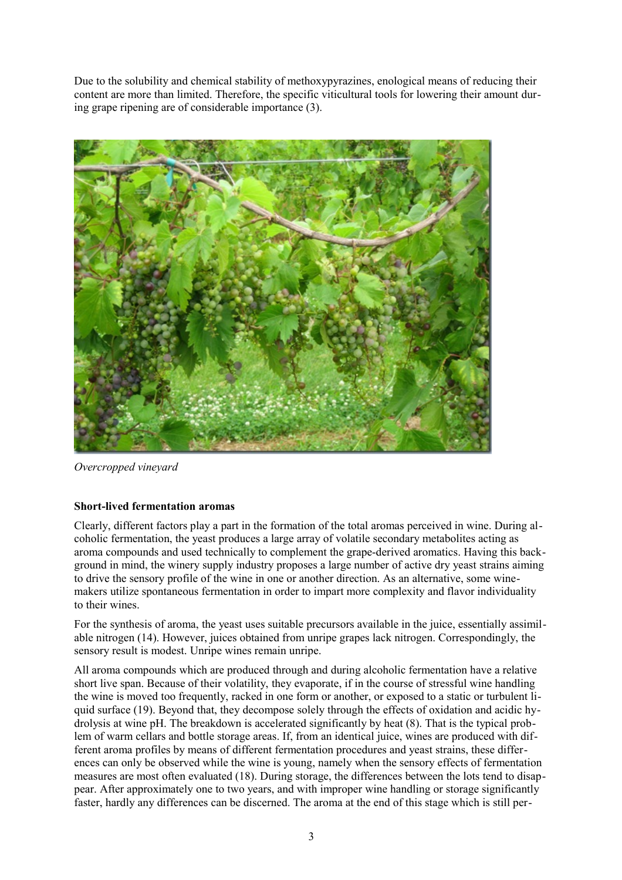Due to the solubility and chemical stability of methoxypyrazines, enological means of reducing their content are more than limited. Therefore, the specific viticultural tools for lowering their amount during grape ripening are of considerable importance (3).

*Overcropped vineyard*

**Short-lived fermentation aromas**

Clearly, different factors play a part in the formation of the total aromas perceived in wine. During alcoholic fermentation, the yeast produces a large array of volatile secondary metabolites acting as aroma compounds and used technically to complement the grape-derived aromatics. Having this background in mind, the winery supply industry proposes a large number of active dry yeast strains aiming to drive the sensory profile of the wine in one or another direction. As an alternative, some winemakers utilize spontaneous fermentation in order to impart more complexity and flavor individuality to their wines.

For the synthesis of aroma, the yeast uses suitable precursors available in the juice, essentially assimilable nitrogen (14). However, juices obtained from unripe grapes lack nitrogen. Correspondingly, the sensory result is modest. Unripe wines remain unripe.

All aroma compounds which are produced through and during alcoholic fermentation have a relative short live span. Because of their volatility, they evaporate, if in the course of stressful wine handling the wine is moved too frequently, racked in one form or another, or exposed to a static or turbulent liquid surface (19). Beyond that, they decompose solely through the effects of oxidation and acidic hydrolysis at wine pH. The breakdown is accelerated significantly by heat (8). That is the typical problem of warm cellars and bottle storage areas. If, from an identical juice, wines are produced with different aroma profiles by means of different fermentation procedures and yeast strains, these differences can only be observed while the wine is young, namely when the sensory effects of fermentation measures are most often evaluated (18). During storage, the differences between the lots tend to disappear. After approximately one to two years, and with improper wine handling or storage significantly faster, hardly any differences can be discerned. The aroma at the end of this stage which is still per-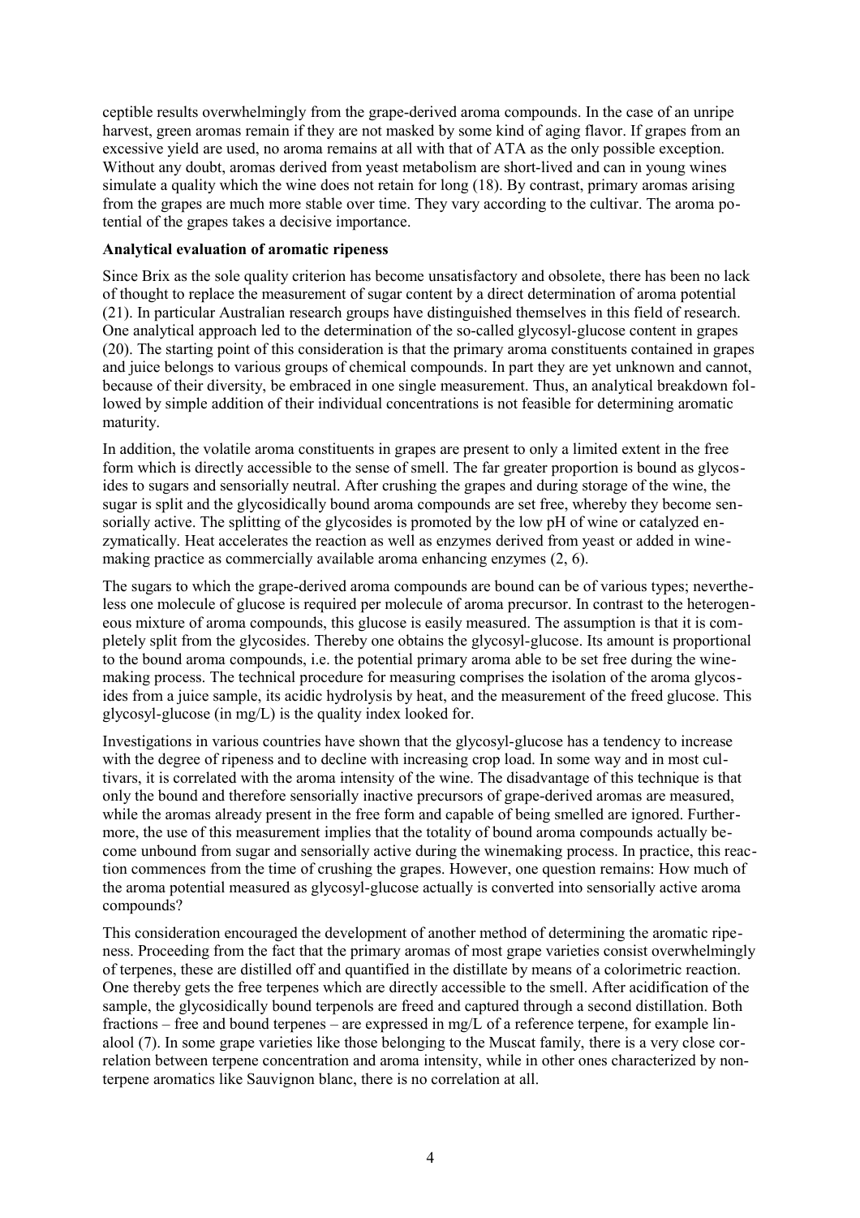ceptible results overwhelmingly from the grape-derived aroma compounds. In the case of an unripe harvest, green aromas remain if they are not masked by some kind of aging flavor. If grapes from an excessive yield are used, no aroma remains at all with that of ATA as the only possible exception. Without any doubt, aromas derived from yeast metabolism are short-lived and can in young wines simulate a quality which the wine does not retain for long (18). By contrast, primary aromas arising from the grapes are much more stable over time. They vary according to the cultivar. The aroma potential of the grapes takes a decisive importance.

**Analytical evaluation of aromatic ripeness**

Since Brix as the sole quality criterion has become unsatisfactory and obsolete, there has been no lack of thought to replace the measurement of sugar content by a direct determination of aroma potential (21). In particular Australian research groups have distinguished themselves in this field of research. One analytical approach led to the determination of the so-called glycosyl-glucose content in grapes (20). The starting point of this consideration is that the primary aroma constituents contained in grapes and juice belongs to various groups of chemical compounds. In part they are yet unknown and cannot, because of their diversity, be embraced in one single measurement. Thus, an analytical breakdown followed by simple addition of their individual concentrations is not feasible for determining aromatic maturity.

In addition, the volatile aroma constituents in grapes are present to only a limited extent in the free form which is directly accessible to the sense of smell. The far greater proportion is bound as glycosides to sugars and sensorially neutral. After crushing the grapes and during storage of the wine, the sugar is split and the glycosidically bound aroma compounds are set free, whereby they become sensorially active. The splitting of the glycosides is promoted by the low pH of wine or catalyzed enzymatically. Heat accelerates the reaction as well as enzymes derived from yeast or added in winemaking practice as commercially available aroma enhancing enzymes (2, 6).

The sugars to which the grape-derived aroma compounds are bound can be of various types; nevertheless one molecule of glucose is required per molecule of aroma precursor. In contrast to the heterogeneous mixture of aroma compounds, this glucose is easily measured. The assumption is that it is completely split from the glycosides. Thereby one obtains the glycosyl-glucose. Its amount is proportional to the bound aroma compounds, i.e. the potential primary aroma able to be set free during the winemaking process. The technical procedure for measuring comprises the isolation of the aroma glycosides from a juice sample, its acidic hydrolysis by heat, and the measurement of the freed glucose. This glycosyl-glucose (in mg/L) is the quality index looked for.

Investigations in various countries have shown that the glycosyl-glucose has a tendency to increase with the degree of ripeness and to decline with increasing crop load. In some way and in most cultivars, it is correlated with the aroma intensity of the wine. The disadvantage of this technique is that only the bound and therefore sensorially inactive precursors of grape-derived aromas are measured, while the aromas already present in the free form and capable of being smelled are ignored. Furthermore, the use of this measurement implies that the totality of bound aroma compounds actually become unbound from sugar and sensorially active during the winemaking process. In practice, this reaction commences from the time of crushing the grapes. However, one question remains: How much of the aroma potential measured as glycosyl-glucose actually is converted into sensorially active aroma compounds?

This consideration encouraged the development of another method of determining the aromatic ripeness. Proceeding from the fact that the primary aromas of most grape varieties consist overwhelmingly of terpenes, these are distilled off and quantified in the distillate by means of a colorimetric reaction. One thereby gets the free terpenes which are directly accessible to the smell. After acidification of the sample, the glycosidically bound terpenols are freed and captured through a second distillation. Both fractions – free and bound terpenes – are expressed in mg/L of a reference terpene, for example linalool (7). In some grape varieties like those belonging to the Muscat family, there is a very close correlation between terpene concentration and aroma intensity, while in other ones characterized by non-terpene aromatics like Sauvignon blanc, there is no correlation at all.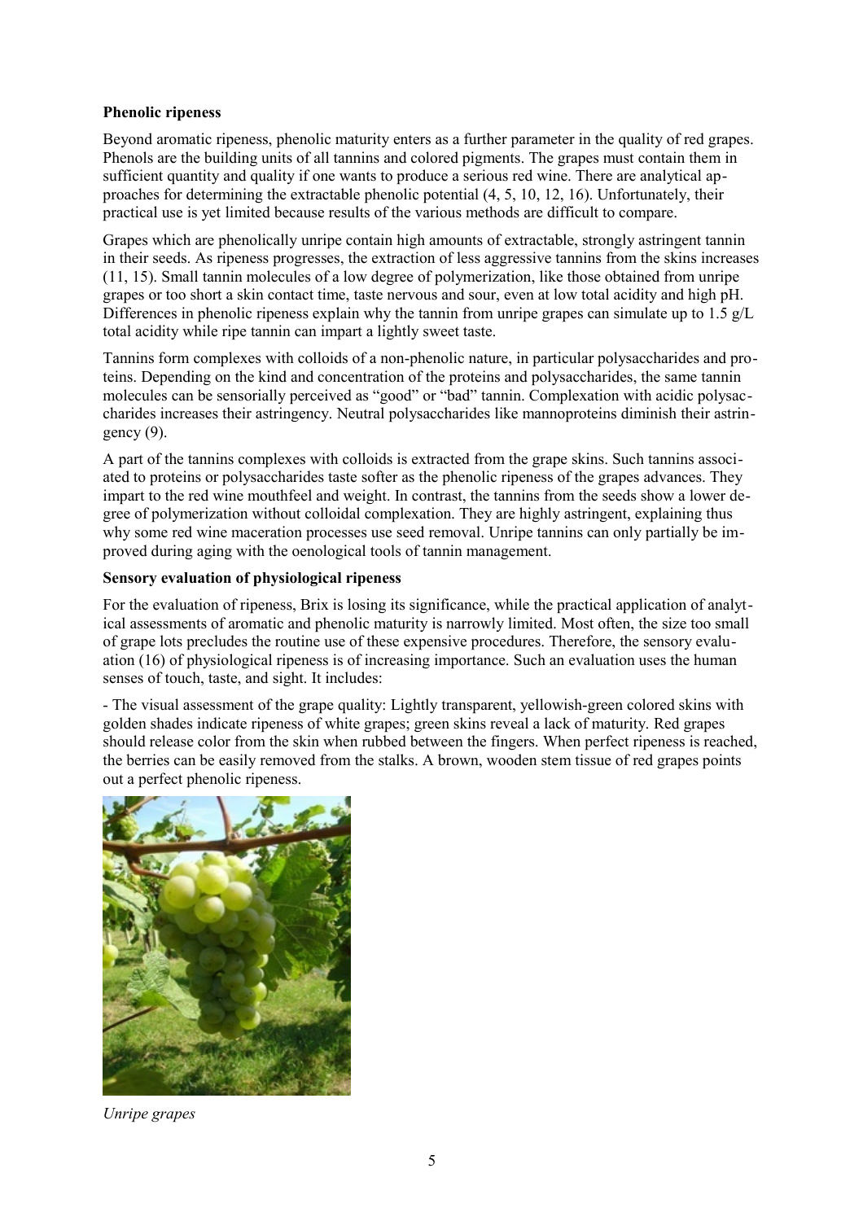**Phenolic ripeness**

Beyond aromatic ripeness, phenolic maturity enters as a further parameter in the quality of red grapes. Phenols are the building units of all tannins and colored pigments. The grapes must contain them in sufficient quantity and quality if one wants to produce a serious red wine. There are analytical approaches for determining the extractable phenolic potential (4, 5, 10, 12, 16). Unfortunately, their practical use is yet limited because results of the various methods are difficult to compare.

Grapes which are phenolically unripe contain high amounts of extractable, strongly astringent tannin in their seeds. As ripeness progresses, the extraction of less aggressive tannins from the skins increases (11, 15). Small tannin molecules of a low degree of polymerization, like those obtained from unripe grapes or too short a skin contact time, taste nervous and sour, even at low total acidity and high pH. Differences in phenolic ripeness explain why the tannin from unripe grapes can simulate up to 1.5 g/L total acidity while ripe tannin can impart a lightly sweet taste.

Tannins form complexes with colloids of a non-phenolic nature, in particular polysaccharides and proteins. Depending on the kind and concentration of the proteins and polysaccharides, the same tannin molecules can be sensorially perceived as "good" or "bad" tannin. Complexation with acidic polysaccharides increases their astringency. Neutral polysaccharides like mannoproteins diminish their astringency (9).

A part of the tannins complexes with colloids is extracted from the grape skins. Such tannins associated to proteins or polysaccharides taste softer as the phenolic ripeness of the grapes advances. They impart to the red wine mouthfeel and weight. In contrast, the tannins from the seeds show a lower degree of polymerization without colloidal complexation. They are highly astringent, explaining thus why some red wine maceration processes use seed removal. Unripe tannins can only partially be improved during aging with the oenological tools of tannin management.

**Sensory evaluation of physiological ripeness**

For the evaluation of ripeness, Brix is losing its significance, while the practical application of analytical assessments of aromatic and phenolic maturity is narrowly limited. Most often, the size too small of grape lots precludes the routine use of these expensive procedures. Therefore, the sensory evaluation (16) of physiological ripeness is of increasing importance. Such an evaluation uses the human senses of touch, taste, and sight. It includes:

- The visual assessment of the grape quality: Lightly transparent, yellowish-green colored skins with golden shades indicate ripeness of white grapes; green skins reveal a lack of maturity. Red grapes should release color from the skin when rubbed between the fingers. When perfect ripeness is reached, the berries can be easily removed from the stalks. A brown, wooden stem tissue of red grapes points out a perfect phenolic ripeness.

*Unripe grapes*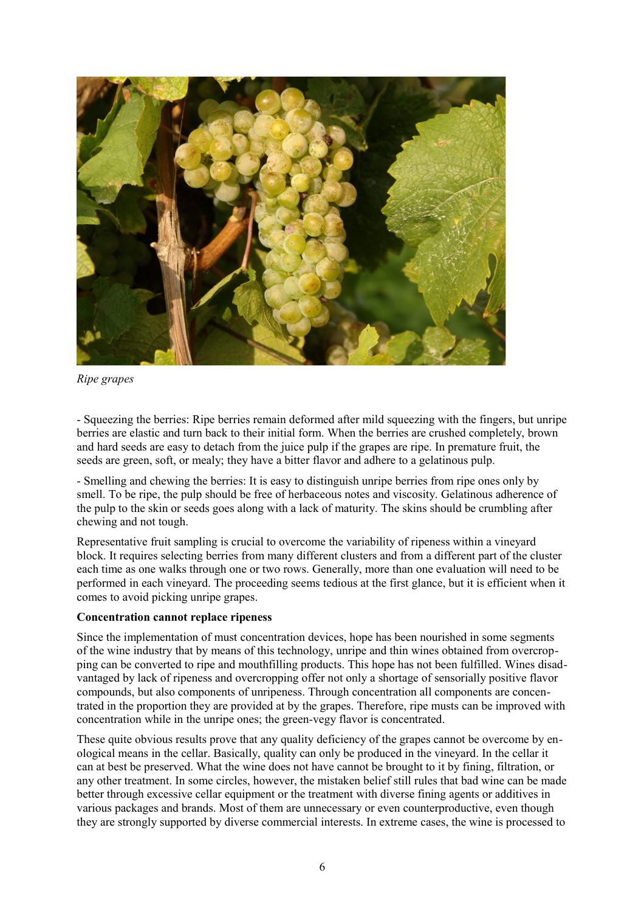*Ripe grapes*

- Squeezing the berries: Ripe berries remain deformed after mild squeezing with the fingers, but unripe berries are elastic and turn back to their initial form. When the berries are crushed completely, brown and hard seeds are easy to detach from the juice pulp if the grapes are ripe. In premature fruit, the seeds are green, soft, or mealy; they have a bitter flavor and adhere to a gelatinous pulp.

- Smelling and chewing the berries: It is easy to distinguish unripe berries from ripe ones only by smell. To be ripe, the pulp should be free of herbaceous notes and viscosity. Gelatinous adherence of the pulp to the skin or seeds goes along with a lack of maturity. The skins should be crumbling after chewing and not tough.

Representative fruit sampling is crucial to overcome the variability of ripeness within a vineyard block. It requires selecting berries from many different clusters and from a different part of the cluster each time as one walks through one or two rows. Generally, more than one evaluation will need to be performed in each vineyard. The proceeding seems tedious at the first glance, but it is efficient when it comes to avoid picking unripe grapes.

**Concentration cannot replace ripeness**

Since the implementation of must concentration devices, hope has been nourished in some segments of the wine industry that by means of this technology, unripe and thin wines obtained from overcropping can be converted to ripe and mouthfilling products. This hope has not been fulfilled. Wines disadvantaged by lack of ripeness and overcropping offer not only a shortage of sensorially positive flavor compounds, but also components of unripeness. Through concentration all components are concentrated in the proportion they are provided at by the grapes. Therefore, ripe musts can be improved with concentration while in the unripe ones; the green-vegy flavor is concentrated.

These quite obvious results prove that any quality deficiency of the grapes cannot be overcome by enological means in the cellar. Basically, quality can only be produced in the vineyard. In the cellar it can at best be preserved. What the wine does not have cannot be brought to it by fining, filtration, or any other treatment. In some circles, however, the mistaken belief still rules that bad wine can be made better through excessive cellar equipment or the treatment with diverse fining agents or additives in various packages and brands. Most of them are unnecessary or even counterproductive, even though they are strongly supported by diverse commercial interests. In extreme cases, the wine is processed to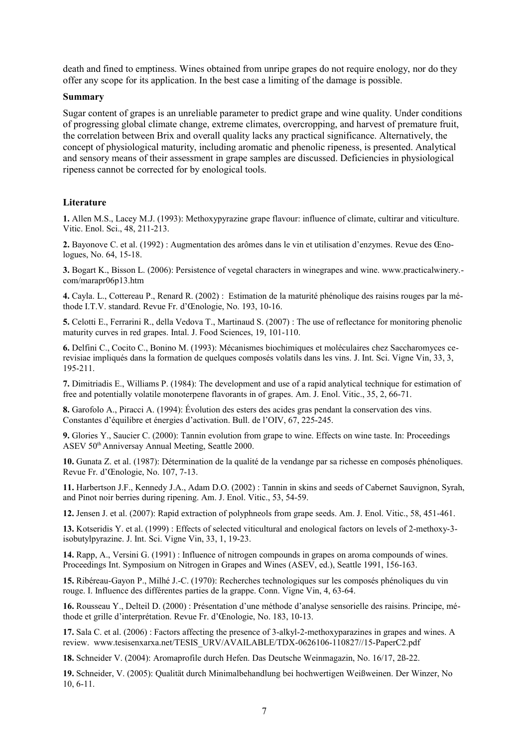death and fined to emptiness. Wines obtained from unripe grapes do not require enology, nor do they offer any scope for its application. In the best case a limiting of the damage is possible.

**Summary**

Sugar content of grapes is an unreliable parameter to predict grape and wine quality. Under conditions of progressing global climate change, extreme climates, overcropping, and harvest of premature fruit, the correlation between Brix and overall quality lacks any practical significance. Alternatively, the concept of physiological maturity, including aromatic and phenolic ripeness, is presented. Analytical and sensory means of their assessment in grape samples are discussed. Deficiencies in physiological ripeness cannot be corrected for by enological tools.

**Literature**

**1.** Allen M.S., Lacey M.J. (1993): Methoxypyrazine grape flavour: influence of climate, cultirar and viticulture. Vitic. Enol. Sci., 48, 211-213.

**2.** Bayonove C. et al. (1992) : Augmentation des arômes dans le vin et utilisation d'enzymes. Revue des Œnologues, No. 64, 15-18.

**3.** Bogart K., Bisson L. (2006): Persistence of vegetal characters in winegrapes and wine. www.practicalwinery.com/marapr06p13.htm

**4.** Cayla. L., Cottereau P., Renard R. (2002) : Estimation de la maturité phénolique des raisins rouges par la méthode I.T.V. standard. Revue Fr. d'Œnologie, No. 193, 10-16.

**5.** Celotti E., Ferrarini R., della Vedova T., Martinaud S. (2007) : The use of reflectance for monitoring phenolic maturity curves in red grapes. Intal. J. Food Sciences, 19, 101-110.

**6.** Delfini C., Cocito C., Bonino M. (1993): Mécanismes biochimiques et moléculaires chez Saccharomyces cerevisiae impliqués dans la formation de quelques composés volatils dans les vins. J. Int. Sci. Vigne Vin, 33, 3, 195-211.

**7.** Dimitriadis E., Williams P. (1984): The development and use of a rapid analytical technique for estimation of free and potentially volatile monoterpene flavorants in of grapes. Am. J. Enol. Vitic., 35, 2, 66-71.

**8.** Garofolo A., Piracci A. (1994): Évolution des esters des acides gras pendant la conservation des vins. Constantes d'équilibre et énergies d'activation. Bull. de l'OIV, 67, 225-245.

**9.** Glories Y., Saucier C. (2000): Tannin evolution from grape to wine. Effects on wine taste. In: Proceedings ASEV 50th Anniversay Annual Meeting, Seattle 2000.

**10.** Gunata Z. et al. (1987): Détermination de la qualité de la vendange par sa richesse en composés phénoliques. Revue Fr. d'Œnologie, No. 107, 7-13.

**11.** Harbertson J.F., Kennedy J.A., Adam D.O. (2002) : Tannin in skins and seeds of Cabernet Sauvignon, Syrah, and Pinot noir berries during ripening. Am. J. Enol. Vitic., 53, 54-59.

**12.** Jensen J. et al. (2007): Rapid extraction of polyphneols from grape seeds. Am. J. Enol. Vitic., 58, 451-461.

**13.** Kotseridis Y. et al. (1999) : Effects of selected viticultural and enological factors on levels of 2-methoxy-3-isobutylpyrazine. J. Int. Sci. Vigne Vin, 33, 1, 19-23.

**14.** Rapp, A., Versini G. (1991) : Influence of nitrogen compounds in grapes on aroma compounds of wines. Proceedings Int. Symposium on Nitrogen in Grapes and Wines (ASEV, ed.), Seattle 1991, 156-163.

**15.** Ribéreau-Gayon P., Milhé J.-C. (1970): Recherches technologiques sur les composés phénoliques du vin rouge. I. Influence des différentes parties de la grappe. Conn. Vigne Vin, 4, 63-64.

**16.** Rousseau Y., Delteil D. (2000) : Présentation d'une méthode d'analyse sensorielle des raisins. Principe, méthode et grille d'interprétation. Revue Fr. d'Œnologie, No. 183, 10-13.

**17.** Sala C. et al. (2006) : Factors affecting the presence of 3-alkyl-2-methoxyparazines in grapes and wines. A review. www.tesisenxarxa.net/TESIS_URV/AVAILABLE/TDX-0626106-110827//15-PaperC2.pdf

**18.** Schneider V. (2004): Aromaprofile durch Hefen. Das Deutsche Weinmagazin, No. 16/17, 2ß-22.

**19.** Schneider, V. (2005): Qualität durch Minimalbehandlung bei hochwertigen Weißweinen. Der Winzer, No 10, 6-11.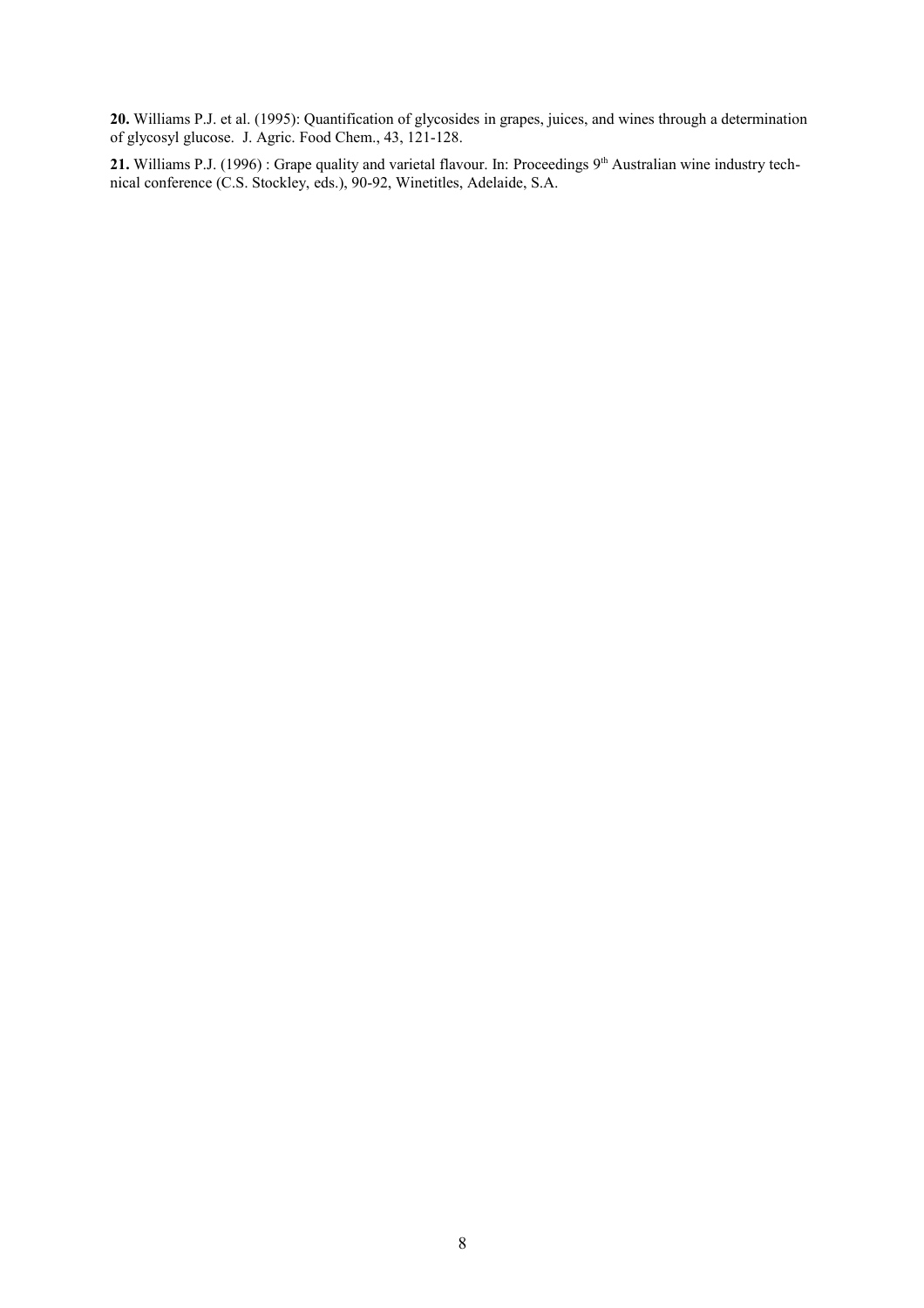**20.** Williams P.J. et al. (1995): Quantification of glycosides in grapes, juices, and wines through a determination of glycosyl glucose. J. Agric. Food Chem., 43, 121-128.

**21.** Williams P.J. (1996) : Grape quality and varietal flavour. In: Proceedings 9th Australian wine industry technical conference (C.S. Stockley, eds.), 90-92, Winetitles, Adelaide, S.A.